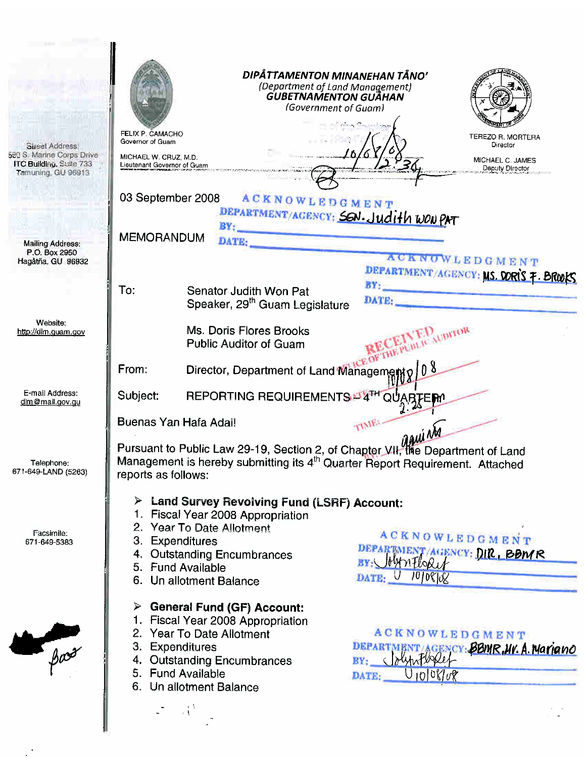# DIPÅTTAMENTON MINANEHAN TÅNO'

*(Department of Land Management)*

**GUBETNAMENTON GUÅHAN**

*(Government of Guam)*

FELIX P. CAMACHO
Governor of Guam

MICHAEL W. CRUZ, M.D.
Lieutenant Governor of Guam

TEREZO R. MORTERA
Director

MICHAEL C. JAMES
Deputy Director

Street Address:
590 S. Marine Corps Drive
ITC Building, Suite 733
Tamuning, GU 96913

Mailing Address:
P.O. Box 2950
Hagåtña, GU 96932

Website:
http://dlm.guam.gov

E-mail Address:
dlm@mail.gov.gu

Telephone:
671-649-LAND (5263)

Facsimile:
671-649-5383

10/8/08
2:36

03 September 2008

ACKNOWLEDGMENT
DEPARTMENT/AGENCY: SEN. Judith WON PAT
BY:
DATE:

MEMORANDUM

ACKNOWLEDGMENT
DEPARTMENT/AGENCY: MS. DORIS F. BROOKS
BY:
DATE:

To: Senator Judith Won Pat
Speaker, 29[th] Guam Legislature

Ms. Doris Flores Brooks
Public Auditor of Guam

RECEIVED
OFFICE OF THE PUBLIC AUDITOR
10/08/08
TIME: 2:28 PM
aquino

From: Director, Department of Land Management

Subject: REPORTING REQUIREMENTS – 4[TH] QUARTER

Buenas Yan Hafa Adai!

Pursuant to Public Law 29-19, Section 2, of Chapter VII, the Department of Land Management is hereby submitting its 4[th] Quarter Report Requirement. Attached reports as follows:

- **Land Survey Revolving Fund (LSRF) Account:**
  1. Fiscal Year 2008 Appropriation
  2. Year To Date Allotment
  3. Expenditures
  4. Outstanding Encumbrances
  5. Fund Available
  6. Un allotment Balance

ACKNOWLEDGMENT
DEPARTMENT/AGENCY: DIR, BBMR
BY: JohnFloRef
DATE: 10/08/08

- **General Fund (GF) Account:**
  1. Fiscal Year 2008 Appropriation
  2. Year To Date Allotment
  3. Expenditures
  4. Outstanding Encumbrances
  5. Fund Available
  6. Un allotment Balance

ACKNOWLEDGMENT
DEPARTMENT/AGENCY: BBMR Mr. A. Mariano
BY: JohnFloRef
DATE: 10/08/08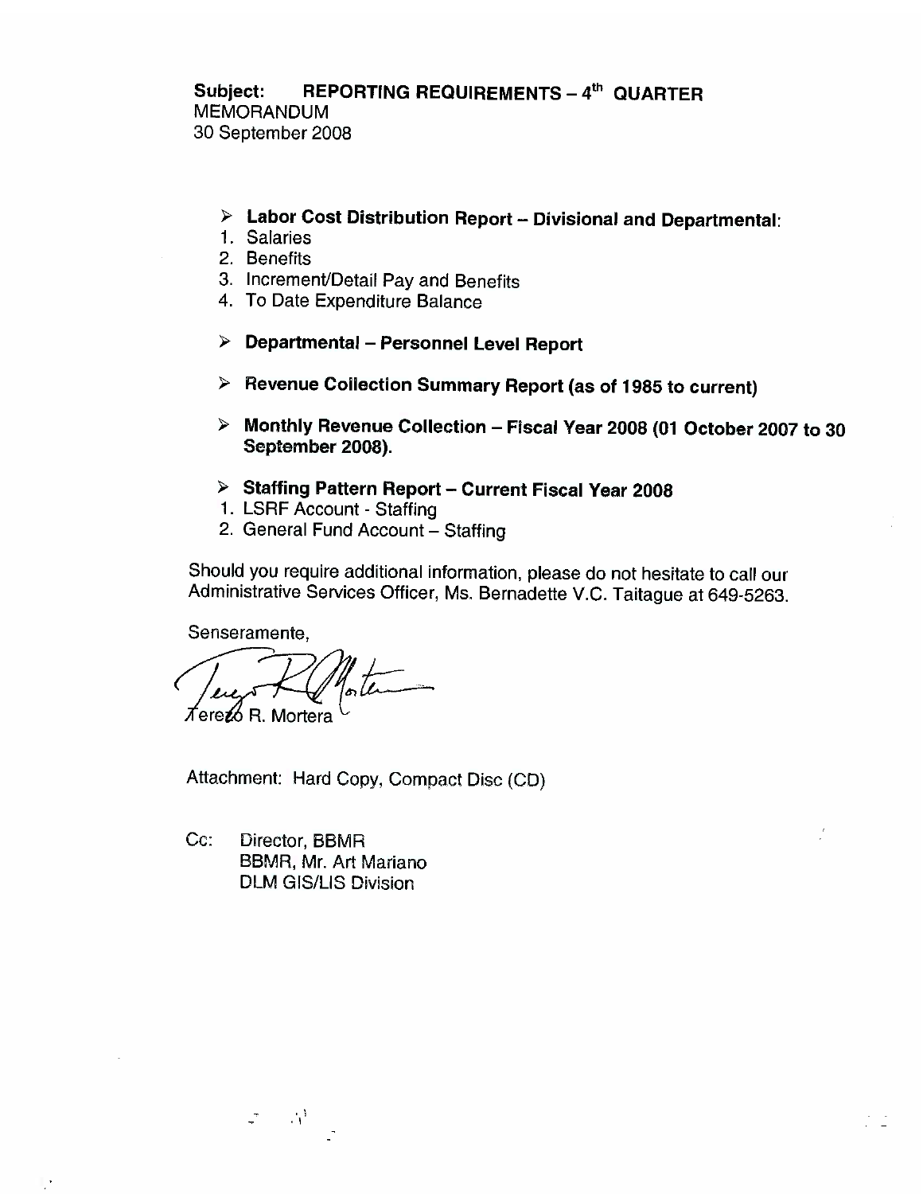**Subject: REPORTING REQUIREMENTS – 4th QUARTER**
MEMORANDUM
30 September 2008

- **Labor Cost Distribution Report – Divisional and Departmental:**
  1. Salaries
  2. Benefits
  3. Increment/Detail Pay and Benefits
  4. To Date Expenditure Balance

- **Departmental – Personnel Level Report**

- **Revenue Collection Summary Report (as of 1985 to current)**

- **Monthly Revenue Collection – Fiscal Year 2008 (01 October 2007 to 30 September 2008).**

- **Staffing Pattern Report – Current Fiscal Year 2008**
  1. LSRF Account - Staffing
  2. General Fund Account – Staffing

Should you require additional information, please do not hesitate to call our Administrative Services Officer, Ms. Bernadette V.C. Taitague at 649-5263.

Senseramente,

Terezo R. Mortera

Attachment: Hard Copy, Compact Disc (CD)

Cc: Director, BBMR
BBMR, Mr. Art Mariano
DLM GIS/LIS Division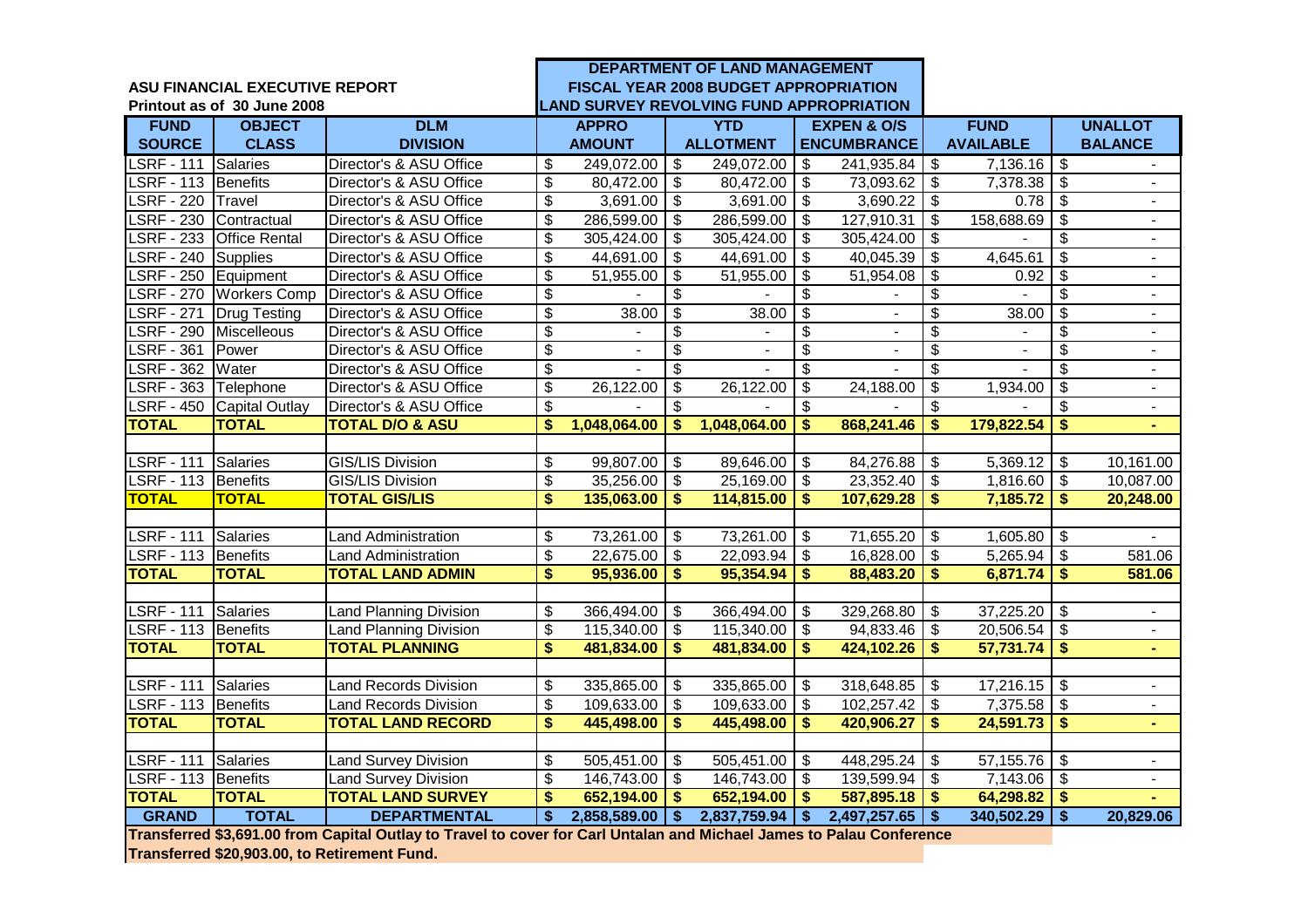**ASU FINANCIAL EXECUTIVE REPORT**
**Printout as of 30 June 2008**

**DEPARTMENT OF LAND MANAGEMENT**
**FISCAL YEAR 2008 BUDGET APPROPRIATION**
**LAND SURVEY REVOLVING FUND APPROPRIATION**

| FUND SOURCE | OBJECT CLASS | DLM DIVISION | APPRO AMOUNT | YTD ALLOTMENT | EXPEN & O/S ENCUMBRANCE | FUND AVAILABLE | UNALLOT BALANCE |
|---|---|---|---|---|---|---|---|
| LSRF - 111 | Salaries | Director's & ASU Office | $ 249,072.00 | $ 249,072.00 | $ 241,935.84 | $ 7,136.16 | $ - |
| LSRF - 113 | Benefits | Director's & ASU Office | $ 80,472.00 | $ 80,472.00 | $ 73,093.62 | $ 7,378.38 | $ - |
| LSRF - 220 | Travel | Director's & ASU Office | $ 3,691.00 | $ 3,691.00 | $ 3,690.22 | $ 0.78 | $ - |
| LSRF - 230 | Contractual | Director's & ASU Office | $ 286,599.00 | $ 286,599.00 | $ 127,910.31 | $ 158,688.69 | $ - |
| LSRF - 233 | Office Rental | Director's & ASU Office | $ 305,424.00 | $ 305,424.00 | $ 305,424.00 | $ - | $ - |
| LSRF - 240 | Supplies | Director's & ASU Office | $ 44,691.00 | $ 44,691.00 | $ 40,045.39 | $ 4,645.61 | $ - |
| LSRF - 250 | Equipment | Director's & ASU Office | $ 51,955.00 | $ 51,955.00 | $ 51,954.08 | $ 0.92 | $ - |
| LSRF - 270 | Workers Comp | Director's & ASU Office | $ - | $ - | $ - | $ - | $ - |
| LSRF - 271 | Drug Testing | Director's & ASU Office | $ 38.00 | $ 38.00 | $ - | $ 38.00 | $ - |
| LSRF - 290 | Miscelleous | Director's & ASU Office | $ - | $ - | $ - | $ - | $ - |
| LSRF - 361 | Power | Director's & ASU Office | $ - | $ - | $ - | $ - | $ - |
| LSRF - 362 | Water | Director's & ASU Office | $ - | $ - | $ - | $ - | $ - |
| LSRF - 363 | Telephone | Director's & ASU Office | $ 26,122.00 | $ 26,122.00 | $ 24,188.00 | $ 1,934.00 | $ - |
| LSRF - 450 | Capital Outlay | Director's & ASU Office | $ - | $ - | $ - | $ - | $ - |
| **TOTAL** | **TOTAL** | **TOTAL D/O & ASU** | **$ 1,048,064.00** | **$ 1,048,064.00** | **$ 868,241.46** | **$ 179,822.54** | **$ -** |
| | | | | | | | |
| LSRF - 111 | Salaries | GIS/LIS Division | $ 99,807.00 | $ 89,646.00 | $ 84,276.88 | $ 5,369.12 | $ 10,161.00 |
| LSRF - 113 | Benefits | GIS/LIS Division | $ 35,256.00 | $ 25,169.00 | $ 23,352.40 | $ 1,816.60 | $ 10,087.00 |
| **TOTAL** | **TOTAL** | **TOTAL GIS/LIS** | **$ 135,063.00** | **$ 114,815.00** | **$ 107,629.28** | **$ 7,185.72** | **$ 20,248.00** |
| | | | | | | | |
| LSRF - 111 | Salaries | Land Administration | $ 73,261.00 | $ 73,261.00 | $ 71,655.20 | $ 1,605.80 | $ - |
| LSRF - 113 | Benefits | Land Administration | $ 22,675.00 | $ 22,093.94 | $ 16,828.00 | $ 5,265.94 | $ 581.06 |
| **TOTAL** | **TOTAL** | **TOTAL LAND ADMIN** | **$ 95,936.00** | **$ 95,354.94** | **$ 88,483.20** | **$ 6,871.74** | **$ 581.06** |
| | | | | | | | |
| LSRF - 111 | Salaries | Land Planning Division | $ 366,494.00 | $ 366,494.00 | $ 329,268.80 | $ 37,225.20 | $ - |
| LSRF - 113 | Benefits | Land Planning Division | $ 115,340.00 | $ 115,340.00 | $ 94,833.46 | $ 20,506.54 | $ - |
| **TOTAL** | **TOTAL** | **TOTAL PLANNING** | **$ 481,834.00** | **$ 481,834.00** | **$ 424,102.26** | **$ 57,731.74** | **$ -** |
| | | | | | | | |
| LSRF - 111 | Salaries | Land Records Division | $ 335,865.00 | $ 335,865.00 | $ 318,648.85 | $ 17,216.15 | $ - |
| LSRF - 113 | Benefits | Land Records Division | $ 109,633.00 | $ 109,633.00 | $ 102,257.42 | $ 7,375.58 | $ - |
| **TOTAL** | **TOTAL** | **TOTAL LAND RECORD** | **$ 445,498.00** | **$ 445,498.00** | **$ 420,906.27** | **$ 24,591.73** | **$ -** |
| | | | | | | | |
| LSRF - 111 | Salaries | Land Survey Division | $ 505,451.00 | $ 505,451.00 | $ 448,295.24 | $ 57,155.76 | $ - |
| LSRF - 113 | Benefits | Land Survey Division | $ 146,743.00 | $ 146,743.00 | $ 139,599.94 | $ 7,143.06 | $ - |
| **TOTAL** | **TOTAL** | **TOTAL LAND SURVEY** | **$ 652,194.00** | **$ 652,194.00** | **$ 587,895.18** | **$ 64,298.82** | **$ -** |
| **GRAND** | **TOTAL** | **DEPARTMENTAL** | **$ 2,858,589.00** | **$ 2,837,759.94** | **$ 2,497,257.65** | **$ 340,502.29** | **$ 20,829.06** |

**Transferred $3,691.00 from Capital Outlay to Travel to cover for Carl Untalan and Michael James to Palau Conference**

**Transferred $20,903.00, to Retirement Fund.**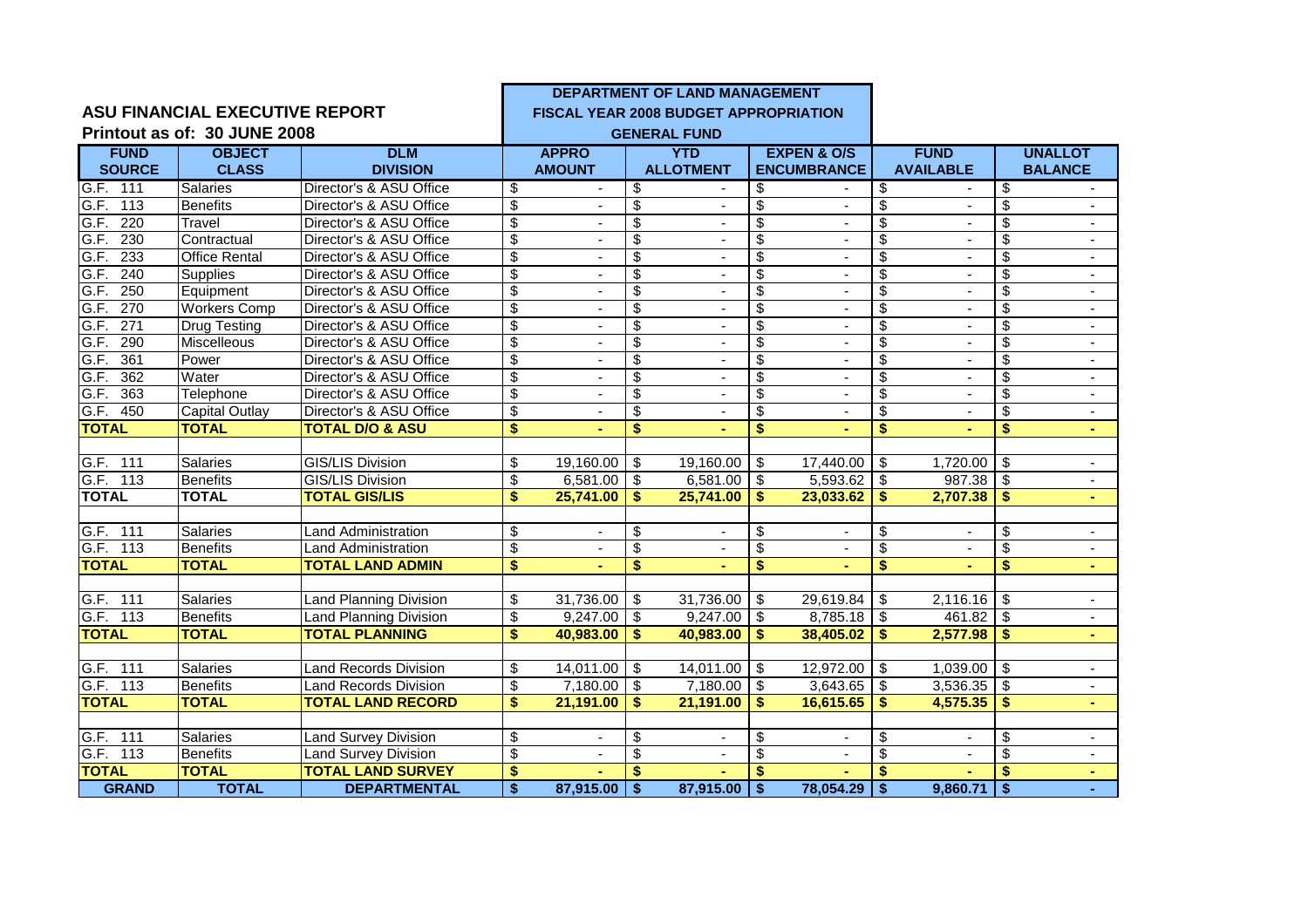**ASU FINANCIAL EXECUTIVE REPORT**

**Printout as of: 30 JUNE 2008**

**DEPARTMENT OF LAND MANAGEMENT**
**FISCAL YEAR 2008 BUDGET APPROPRIATION**
**GENERAL FUND**

| FUND SOURCE | OBJECT CLASS | DLM DIVISION | APPRO AMOUNT | YTD ALLOTMENT | EXPEN & O/S ENCUMBRANCE | FUND AVAILABLE | UNALLOT BALANCE |
|---|---|---|---|---|---|---|---|
| G.F. 111 | Salaries | Director's & ASU Office | $ - | $ - | $ - | $ - | $ - |
| G.F. 113 | Benefits | Director's & ASU Office | $ - | $ - | $ - | $ - | $ - |
| G.F. 220 | Travel | Director's & ASU Office | $ - | $ - | $ - | $ - | $ - |
| G.F. 230 | Contractual | Director's & ASU Office | $ - | $ - | $ - | $ - | $ - |
| G.F. 233 | Office Rental | Director's & ASU Office | $ - | $ - | $ - | $ - | $ - |
| G.F. 240 | Supplies | Director's & ASU Office | $ - | $ - | $ - | $ - | $ - |
| G.F. 250 | Equipment | Director's & ASU Office | $ - | $ - | $ - | $ - | $ - |
| G.F. 270 | Workers Comp | Director's & ASU Office | $ - | $ - | $ - | $ - | $ - |
| G.F. 271 | Drug Testing | Director's & ASU Office | $ - | $ - | $ - | $ - | $ - |
| G.F. 290 | Miscelleous | Director's & ASU Office | $ - | $ - | $ - | $ - | $ - |
| G.F. 361 | Power | Director's & ASU Office | $ - | $ - | $ - | $ - | $ - |
| G.F. 362 | Water | Director's & ASU Office | $ - | $ - | $ - | $ - | $ - |
| G.F. 363 | Telephone | Director's & ASU Office | $ - | $ - | $ - | $ - | $ - |
| G.F. 450 | Capital Outlay | Director's & ASU Office | $ - | $ - | $ - | $ - | $ - |
| **TOTAL** | **TOTAL** | **TOTAL D/O & ASU** | **$ -** | **$ -** | **$ -** | **$ -** | **$ -** |
| | | | | | | | |
| G.F. 111 | Salaries | GIS/LIS Division | $ 19,160.00 | $ 19,160.00 | $ 17,440.00 | $ 1,720.00 | $ - |
| G.F. 113 | Benefits | GIS/LIS Division | $ 6,581.00 | $ 6,581.00 | $ 5,593.62 | $ 987.38 | $ - |
| **TOTAL** | **TOTAL** | **TOTAL GIS/LIS** | **$ 25,741.00** | **$ 25,741.00** | **$ 23,033.62** | **$ 2,707.38** | **$ -** |
| | | | | | | | |
| G.F. 111 | Salaries | Land Administration | $ - | $ - | $ - | $ - | $ - |
| G.F. 113 | Benefits | Land Administration | $ - | $ - | $ - | $ - | $ - |
| **TOTAL** | **TOTAL** | **TOTAL LAND ADMIN** | **$ -** | **$ -** | **$ -** | **$ -** | **$ -** |
| | | | | | | | |
| G.F. 111 | Salaries | Land Planning Division | $ 31,736.00 | $ 31,736.00 | $ 29,619.84 | $ 2,116.16 | $ - |
| G.F. 113 | Benefits | Land Planning Division | $ 9,247.00 | $ 9,247.00 | $ 8,785.18 | $ 461.82 | $ - |
| **TOTAL** | **TOTAL** | **TOTAL PLANNING** | **$ 40,983.00** | **$ 40,983.00** | **$ 38,405.02** | **$ 2,577.98** | **$ -** |
| | | | | | | | |
| G.F. 111 | Salaries | Land Records Division | $ 14,011.00 | $ 14,011.00 | $ 12,972.00 | $ 1,039.00 | $ - |
| G.F. 113 | Benefits | Land Records Division | $ 7,180.00 | $ 7,180.00 | $ 3,643.65 | $ 3,536.35 | $ - |
| **TOTAL** | **TOTAL** | **TOTAL LAND RECORD** | **$ 21,191.00** | **$ 21,191.00** | **$ 16,615.65** | **$ 4,575.35** | **$ -** |
| | | | | | | | |
| G.F. 111 | Salaries | Land Survey Division | $ - | $ - | $ - | $ - | $ - |
| G.F. 113 | Benefits | Land Survey Division | $ - | $ - | $ - | $ - | $ - |
| **TOTAL** | **TOTAL** | **TOTAL LAND SURVEY** | **$ -** | **$ -** | **$ -** | **$ -** | **$ -** |
| **GRAND** | **TOTAL** | **DEPARTMENTAL** | **$ 87,915.00** | **$ 87,915.00** | **$ 78,054.29** | **$ 9,860.71** | **$ -** |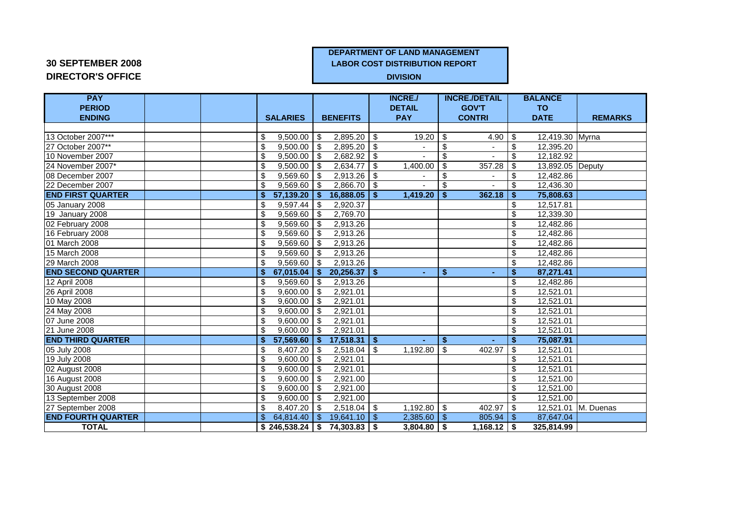**30 SEPTEMBER 2008**

**DIRECTOR'S OFFICE**

**DEPARTMENT OF LAND MANAGEMENT**
**LABOR COST DISTRIBUTION REPORT**
**DIVISION**

| PAY PERIOD ENDING | | | SALARIES | BENEFITS | INCRE./ DETAIL PAY | INCRE./DETAIL GOV'T CONTRI | BALANCE TO DATE | REMARKS |
|---|---|---|---|---|---|---|---|---|
| 13 October 2007*** | | | $ 9,500.00 | $ 2,895.20 | $ 19.20 | $ 4.90 | $ 12,419.30 | Myrna |
| 27 October 2007** | | | $ 9,500.00 | $ 2,895.20 | $ - | $ - | $ 12,395.20 | |
| 10 November 2007 | | | $ 9,500.00 | $ 2,682.92 | $ - | $ - | $ 12,182.92 | |
| 24 November 2007* | | | $ 9,500.00 | $ 2,634.77 | $ 1,400.00 | $ 357.28 | $ 13,892.05 | Deputy |
| 08 December 2007 | | | $ 9,569.60 | $ 2,913.26 | $ - | $ - | $ 12,482.86 | |
| 22 December 2007 | | | $ 9,569.60 | $ 2,866.70 | $ - | $ - | $ 12,436.30 | |
| **END FIRST QUARTER** | | | **$ 57,139.20** | **$ 16,888.05** | **$ 1,419.20** | **$ 362.18** | **$ 75,808.63** | |
| 05 January 2008 | | | $ 9,597.44 | $ 2,920.37 | | | $ 12,517.81 | |
| 19 January 2008 | | | $ 9,569.60 | $ 2,769.70 | | | $ 12,339.30 | |
| 02 February 2008 | | | $ 9,569.60 | $ 2,913.26 | | | $ 12,482.86 | |
| 16 February 2008 | | | $ 9,569.60 | $ 2,913.26 | | | $ 12,482.86 | |
| 01 March 2008 | | | $ 9,569.60 | $ 2,913.26 | | | $ 12,482.86 | |
| 15 March 2008 | | | $ 9,569.60 | $ 2,913.26 | | | $ 12,482.86 | |
| 29 March 2008 | | | $ 9,569.60 | $ 2,913.26 | | | $ 12,482.86 | |
| **END SECOND QUARTER** | | | **$ 67,015.04** | **$ 20,256.37** | **$ -** | **$ -** | **$ 87,271.41** | |
| 12 April 2008 | | | $ 9,569.60 | $ 2,913.26 | | | $ 12,482.86 | |
| 26 April 2008 | | | $ 9,600.00 | $ 2,921.01 | | | $ 12,521.01 | |
| 10 May 2008 | | | $ 9,600.00 | $ 2,921.01 | | | $ 12,521.01 | |
| 24 May 2008 | | | $ 9,600.00 | $ 2,921.01 | | | $ 12,521.01 | |
| 07 June 2008 | | | $ 9,600.00 | $ 2,921.01 | | | $ 12,521.01 | |
| 21 June 2008 | | | $ 9,600.00 | $ 2,921.01 | | | $ 12,521.01 | |
| **END THIRD QUARTER** | | | **$ 57,569.60** | **$ 17,518.31** | **$ -** | **$ -** | **$ 75,087.91** | |
| 05 July 2008 | | | $ 8,407.20 | $ 2,518.04 | $ 1,192.80 | $ 402.97 | $ 12,521.01 | |
| 19 July 2008 | | | $ 9,600.00 | $ 2,921.01 | | | $ 12,521.01 | |
| 02 August 2008 | | | $ 9,600.00 | $ 2,921.01 | | | $ 12,521.01 | |
| 16 August 2008 | | | $ 9,600.00 | $ 2,921.00 | | | $ 12,521.00 | |
| 30 August 2008 | | | $ 9,600.00 | $ 2,921.00 | | | $ 12,521.00 | |
| 13 September 2008 | | | $ 9,600.00 | $ 2,921.00 | | | $ 12,521.00 | |
| 27 September 2008 | | | $ 8,407.20 | $ 2,518.04 | $ 1,192.80 | $ 402.97 | $ 12,521.01 | M. Duenas |
| **END FOURTH QUARTER** | | | $ 64,814.40 | $ 19,641.10 | $ 2,385.60 | $ 805.94 | $ 87,647.04 | |
| **TOTAL** | | | **$ 246,538.24** | **$ 74,303.83** | **$ 3,804.80** | **$ 1,168.12** | **$ 325,814.99** | |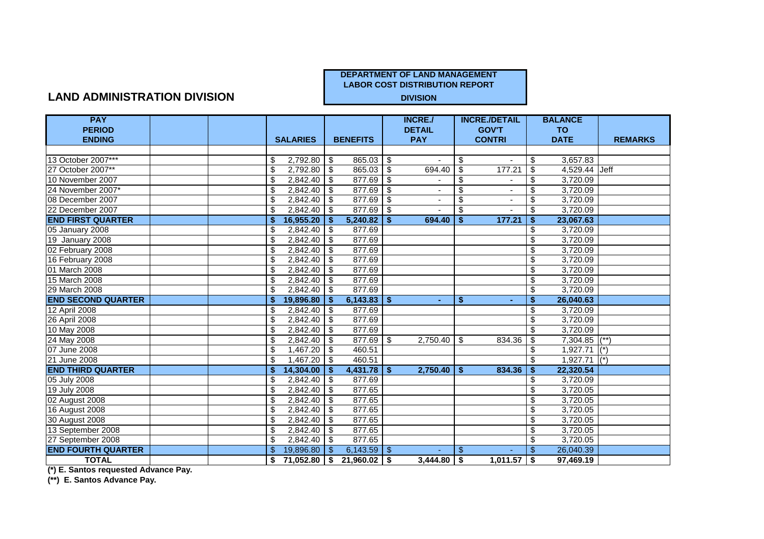## LAND ADMINISTRATION DIVISION

**DEPARTMENT OF LAND MANAGEMENT**
**LABOR COST DISTRIBUTION REPORT**
**DIVISION**

| PAY PERIOD ENDING | | | SALARIES | BENEFITS | INCRE./ DETAIL PAY | INCRE./DETAIL GOV'T CONTRI | BALANCE TO DATE | REMARKS |
|---|---|---|---|---|---|---|---|---|
| 13 October 2007*** | | | $ 2,792.80 | $ 865.03 | $ - | $ - | $ 3,657.83 | |
| 27 October 2007** | | | $ 2,792.80 | $ 865.03 | $ 694.40 | $ 177.21 | $ 4,529.44 | Jeff |
| 10 November 2007 | | | $ 2,842.40 | $ 877.69 | $ - | $ - | $ 3,720.09 | |
| 24 November 2007* | | | $ 2,842.40 | $ 877.69 | $ - | $ - | $ 3,720.09 | |
| 08 December 2007 | | | $ 2,842.40 | $ 877.69 | $ - | $ - | $ 3,720.09 | |
| 22 December 2007 | | | $ 2,842.40 | $ 877.69 | $ - | $ - | $ 3,720.09 | |
| **END FIRST QUARTER** | | | **$ 16,955.20** | **$ 5,240.82** | **$ 694.40** | **$ 177.21** | **$ 23,067.63** | |
| 05 January 2008 | | | $ 2,842.40 | $ 877.69 | | | $ 3,720.09 | |
| 19 January 2008 | | | $ 2,842.40 | $ 877.69 | | | $ 3,720.09 | |
| 02 February 2008 | | | $ 2,842.40 | $ 877.69 | | | $ 3,720.09 | |
| 16 February 2008 | | | $ 2,842.40 | $ 877.69 | | | $ 3,720.09 | |
| 01 March 2008 | | | $ 2,842.40 | $ 877.69 | | | $ 3,720.09 | |
| 15 March 2008 | | | $ 2,842.40 | $ 877.69 | | | $ 3,720.09 | |
| 29 March 2008 | | | $ 2,842.40 | $ 877.69 | | | $ 3,720.09 | |
| **END SECOND QUARTER** | | | **$ 19,896.80** | **$ 6,143.83** | **$ -** | **$ -** | **$ 26,040.63** | |
| 12 April 2008 | | | $ 2,842.40 | $ 877.69 | | | $ 3,720.09 | |
| 26 April 2008 | | | $ 2,842.40 | $ 877.69 | | | $ 3,720.09 | |
| 10 May 2008 | | | $ 2,842.40 | $ 877.69 | | | $ 3,720.09 | |
| 24 May 2008 | | | $ 2,842.40 | $ 877.69 | $ 2,750.40 | $ 834.36 | $ 7,304.85 | (**) |
| 07 June 2008 | | | $ 1,467.20 | $ 460.51 | | | $ 1,927.71 | (*) |
| 21 June 2008 | | | $ 1,467.20 | $ 460.51 | | | $ 1,927.71 | (*) |
| **END THIRD QUARTER** | | | **$ 14,304.00** | **$ 4,431.78** | **$ 2,750.40** | **$ 834.36** | **$ 22,320.54** | |
| 05 July 2008 | | | $ 2,842.40 | $ 877.69 | | | $ 3,720.09 | |
| 19 July 2008 | | | $ 2,842.40 | $ 877.65 | | | $ 3,720.05 | |
| 02 August 2008 | | | $ 2,842.40 | $ 877.65 | | | $ 3,720.05 | |
| 16 August 2008 | | | $ 2,842.40 | $ 877.65 | | | $ 3,720.05 | |
| 30 August 2008 | | | $ 2,842.40 | $ 877.65 | | | $ 3,720.05 | |
| 13 September 2008 | | | $ 2,842.40 | $ 877.65 | | | $ 3,720.05 | |
| 27 September 2008 | | | $ 2,842.40 | $ 877.65 | | | $ 3,720.05 | |
| **END FOURTH QUARTER** | | | $ 19,896.80 | $ 6,143.59 | $ - | $ - | $ 26,040.39 | |
| **TOTAL** | | | **$ 71,052.80** | **$ 21,960.02** | **$ 3,444.80** | **$ 1,011.57** | **$ 97,469.19** | |

**(*) E. Santos requested Advance Pay.**

**(**) E. Santos Advance Pay.**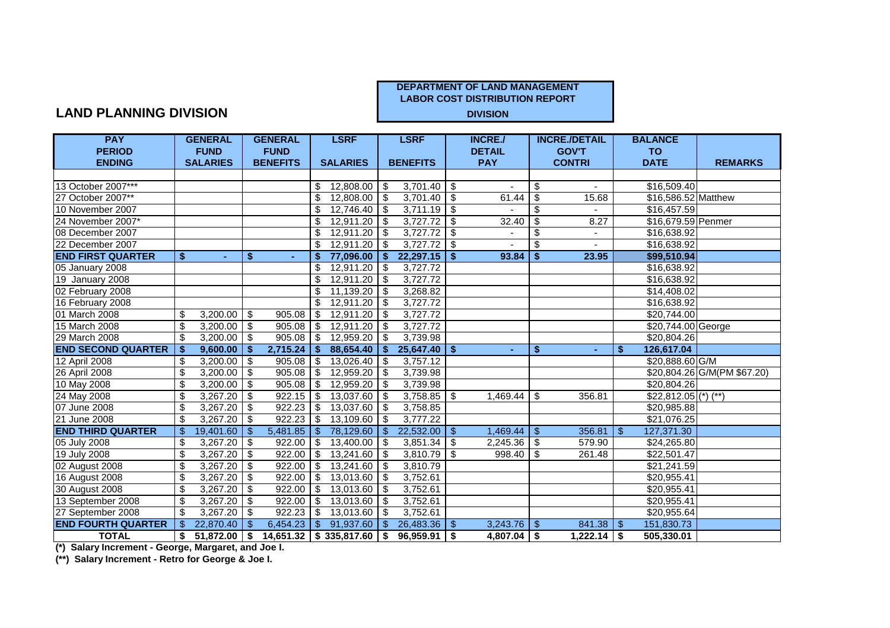## LAND PLANNING DIVISION

**DEPARTMENT OF LAND MANAGEMENT**
**LABOR COST DISTRIBUTION REPORT**
**DIVISION**

| PAY PERIOD ENDING | GENERAL FUND SALARIES | GENERAL FUND BENEFITS | LSRF SALARIES | LSRF BENEFITS | INCRE./ DETAIL PAY | INCRE./DETAIL GOV'T CONTRI | BALANCE TO DATE | REMARKS |
|---|---|---|---|---|---|---|---|---|
| 13 October 2007*** | | | $ 12,808.00 | $ 3,701.40 | $ - | $ - | $16,509.40 | |
| 27 October 2007** | | | $ 12,808.00 | $ 3,701.40 | $ 61.44 | $ 15.68 | $16,586.52 | Matthew |
| 10 November 2007 | | | $ 12,746.40 | $ 3,711.19 | $ - | $ - | $16,457.59 | |
| 24 November 2007* | | | $ 12,911.20 | $ 3,727.72 | $ 32.40 | $ 8.27 | $16,679.59 | Penmer |
| 08 December 2007 | | | $ 12,911.20 | $ 3,727.72 | $ - | $ - | $16,638.92 | |
| 22 December 2007 | | | $ 12,911.20 | $ 3,727.72 | $ - | $ - | $16,638.92 | |
| **END FIRST QUARTER** | **$ -** | **$ -** | **$ 77,096.00** | **$ 22,297.15** | **$ 93.84** | **$ 23.95** | **$99,510.94** | |
| 05 January 2008 | | | $ 12,911.20 | $ 3,727.72 | | | $16,638.92 | |
| 19 January 2008 | | | $ 12,911.20 | $ 3,727.72 | | | $16,638.92 | |
| 02 February 2008 | | | $ 11,139.20 | $ 3,268.82 | | | $14,408.02 | |
| 16 February 2008 | | | $ 12,911.20 | $ 3,727.72 | | | $16,638.92 | |
| 01 March 2008 | $ 3,200.00 | $ 905.08 | $ 12,911.20 | $ 3,727.72 | | | $20,744.00 | |
| 15 March 2008 | $ 3,200.00 | $ 905.08 | $ 12,911.20 | $ 3,727.72 | | | $20,744.00 | George |
| 29 March 2008 | $ 3,200.00 | $ 905.08 | $ 12,959.20 | $ 3,739.98 | | | $20,804.26 | |
| **END SECOND QUARTER** | **$ 9,600.00** | **$ 2,715.24** | **$ 88,654.40** | **$ 25,647.40** | **$ -** | **$ -** | **$ 126,617.04** | |
| 12 April 2008 | $ 3,200.00 | $ 905.08 | $ 13,026.40 | $ 3,757.12 | | | $20,888.60 | G/M |
| 26 April 2008 | $ 3,200.00 | $ 905.08 | $ 12,959.20 | $ 3,739.98 | | | $20,804.26 | G/M(PM $67.20) |
| 10 May 2008 | $ 3,200.00 | $ 905.08 | $ 12,959.20 | $ 3,739.98 | | | $20,804.26 | |
| 24 May 2008 | $ 3,267.20 | $ 922.15 | $ 13,037.60 | $ 3,758.85 | $ 1,469.44 | $ 356.81 | $22,812.05 | (*) (**) |
| 07 June 2008 | $ 3,267.20 | $ 922.23 | $ 13,037.60 | $ 3,758.85 | | | $20,985.88 | |
| 21 June 2008 | $ 3,267.20 | $ 922.23 | $ 13,109.60 | $ 3,777.22 | | | $21,076.25 | |
| **END THIRD QUARTER** | **$ 19,401.60** | **$ 5,481.85** | **$ 78,129.60** | **$ 22,532.00** | **$ 1,469.44** | **$ 356.81** | **$ 127,371.30** | |
| 05 July 2008 | $ 3,267.20 | $ 922.00 | $ 13,400.00 | $ 3,851.34 | $ 2,245.36 | $ 579.90 | $24,265.80 | |
| 19 July 2008 | $ 3,267.20 | $ 922.00 | $ 13,241.60 | $ 3,810.79 | $ 998.40 | $ 261.48 | $22,501.47 | |
| 02 August 2008 | $ 3,267.20 | $ 922.00 | $ 13,241.60 | $ 3,810.79 | | | $21,241.59 | |
| 16 August 2008 | $ 3,267.20 | $ 922.00 | $ 13,013.60 | $ 3,752.61 | | | $20,955.41 | |
| 30 August 2008 | $ 3,267.20 | $ 922.00 | $ 13,013.60 | $ 3,752.61 | | | $20,955.41 | |
| 13 September 2008 | $ 3,267.20 | $ 922.00 | $ 13,013.60 | $ 3,752.61 | | | $20,955.41 | |
| 27 September 2008 | $ 3,267.20 | $ 922.23 | $ 13,013.60 | $ 3,752.61 | | | $20,955.64 | |
| **END FOURTH QUARTER** | **$ 22,870.40** | **$ 6,454.23** | **$ 91,937.60** | **$ 26,483.36** | **$ 3,243.76** | **$ 841.38** | **$ 151,830.73** | |
| **TOTAL** | **$ 51,872.00** | **$ 14,651.32** | **$ 335,817.60** | **$ 96,959.91** | **$ 4,807.04** | **$ 1,222.14** | **$ 505,330.01** | |

**(*) Salary Increment - George, Margaret, and Joe I.**

**(**) Salary Increment - Retro for George & Joe I.**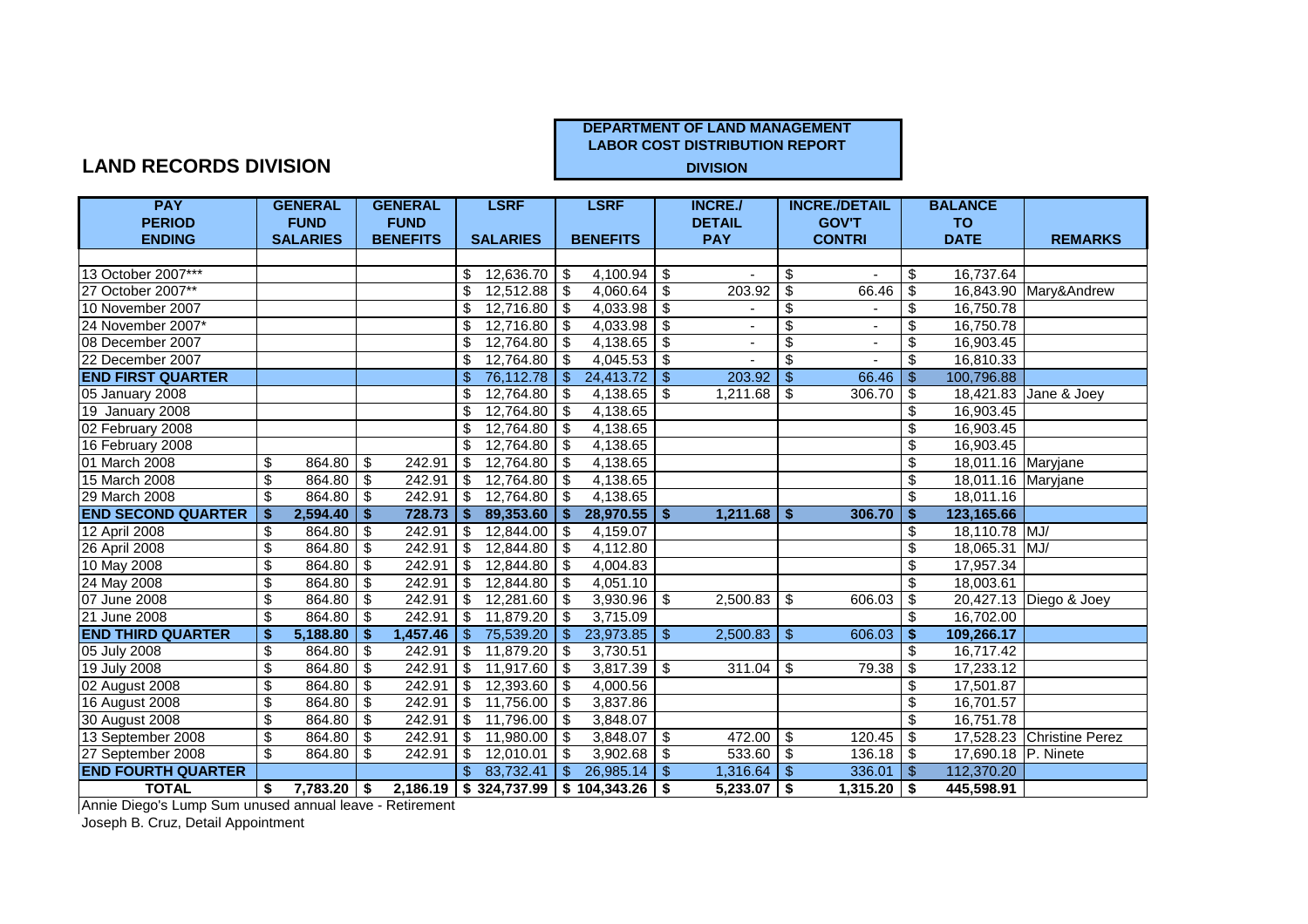**LAND RECORDS DIVISION**

**DEPARTMENT OF LAND MANAGEMENT**
**LABOR COST DISTRIBUTION REPORT**
**DIVISION**

| PAY PERIOD ENDING | GENERAL FUND SALARIES | GENERAL FUND BENEFITS | LSRF SALARIES | LSRF BENEFITS | INCRE./ DETAIL PAY | INCRE./DETAIL GOV'T CONTRI | BALANCE TO DATE | REMARKS |
|---|---|---|---|---|---|---|---|---|
| 13 October 2007*** | | | $ 12,636.70 | $ 4,100.94 | $ - | $ - | $ 16,737.64 | |
| 27 October 2007** | | | $ 12,512.88 | $ 4,060.64 | $ 203.92 | $ 66.46 | $ 16,843.90 | Mary&Andrew |
| 10 November 2007 | | | $ 12,716.80 | $ 4,033.98 | $ - | $ - | $ 16,750.78 | |
| 24 November 2007* | | | $ 12,716.80 | $ 4,033.98 | $ - | $ - | $ 16,750.78 | |
| 08 December 2007 | | | $ 12,764.80 | $ 4,138.65 | $ - | $ - | $ 16,903.45 | |
| 22 December 2007 | | | $ 12,764.80 | $ 4,045.53 | $ - | $ - | $ 16,810.33 | |
| **END FIRST QUARTER** | | | $ 76,112.78 | $ 24,413.72 | $ 203.92 | $ 66.46 | $ 100,796.88 | |
| 05 January 2008 | | | $ 12,764.80 | $ 4,138.65 | $ 1,211.68 | $ 306.70 | $ 18,421.83 | Jane & Joey |
| 19 January 2008 | | | $ 12,764.80 | $ 4,138.65 | | | $ 16,903.45 | |
| 02 February 2008 | | | $ 12,764.80 | $ 4,138.65 | | | $ 16,903.45 | |
| 16 February 2008 | | | $ 12,764.80 | $ 4,138.65 | | | $ 16,903.45 | |
| 01 March 2008 | $ 864.80 | $ 242.91 | $ 12,764.80 | $ 4,138.65 | | | $ 18,011.16 | Maryjane |
| 15 March 2008 | $ 864.80 | $ 242.91 | $ 12,764.80 | $ 4,138.65 | | | $ 18,011.16 | Maryjane |
| 29 March 2008 | $ 864.80 | $ 242.91 | $ 12,764.80 | $ 4,138.65 | | | $ 18,011.16 | |
| **END SECOND QUARTER** | **$ 2,594.40** | **$ 728.73** | **$ 89,353.60** | **$ 28,970.55** | **$ 1,211.68** | **$ 306.70** | **$ 123,165.66** | |
| 12 April 2008 | $ 864.80 | $ 242.91 | $ 12,844.00 | $ 4,159.07 | | | $ 18,110.78 | MJ/ |
| 26 April 2008 | $ 864.80 | $ 242.91 | $ 12,844.80 | $ 4,112.80 | | | $ 18,065.31 | MJ/ |
| 10 May 2008 | $ 864.80 | $ 242.91 | $ 12,844.80 | $ 4,004.83 | | | $ 17,957.34 | |
| 24 May 2008 | $ 864.80 | $ 242.91 | $ 12,844.80 | $ 4,051.10 | | | $ 18,003.61 | |
| 07 June 2008 | $ 864.80 | $ 242.91 | $ 12,281.60 | $ 3,930.96 | $ 2,500.83 | $ 606.03 | $ 20,427.13 | Diego & Joey |
| 21 June 2008 | $ 864.80 | $ 242.91 | $ 11,879.20 | $ 3,715.09 | | | $ 16,702.00 | |
| **END THIRD QUARTER** | **$ 5,188.80** | **$ 1,457.46** | $ 75,539.20 | $ 23,973.85 | $ 2,500.83 | $ 606.03 | **$ 109,266.17** | |
| 05 July 2008 | $ 864.80 | $ 242.91 | $ 11,879.20 | $ 3,730.51 | | | $ 16,717.42 | |
| 19 July 2008 | $ 864.80 | $ 242.91 | $ 11,917.60 | $ 3,817.39 | $ 311.04 | $ 79.38 | $ 17,233.12 | |
| 02 August 2008 | $ 864.80 | $ 242.91 | $ 12,393.60 | $ 4,000.56 | | | $ 17,501.87 | |
| 16 August 2008 | $ 864.80 | $ 242.91 | $ 11,756.00 | $ 3,837.86 | | | $ 16,701.57 | |
| 30 August 2008 | $ 864.80 | $ 242.91 | $ 11,796.00 | $ 3,848.07 | | | $ 16,751.78 | |
| 13 September 2008 | $ 864.80 | $ 242.91 | $ 11,980.00 | $ 3,848.07 | $ 472.00 | $ 120.45 | $ 17,528.23 | Christine Perez |
| 27 September 2008 | $ 864.80 | $ 242.91 | $ 12,010.01 | $ 3,902.68 | $ 533.60 | $ 136.18 | $ 17,690.18 | P. Ninete |
| **END FOURTH QUARTER** | | | $ 83,732.41 | $ 26,985.14 | $ 1,316.64 | $ 336.01 | $ 112,370.20 | |
| **TOTAL** | **$ 7,783.20** | **$ 2,186.19** | **$ 324,737.99** | **$ 104,343.26** | **$ 5,233.07** | **$ 1,315.20** | **$ 445,598.91** | |

Annie Diego's Lump Sum unused annual leave - Retirement

Joseph B. Cruz, Detail Appointment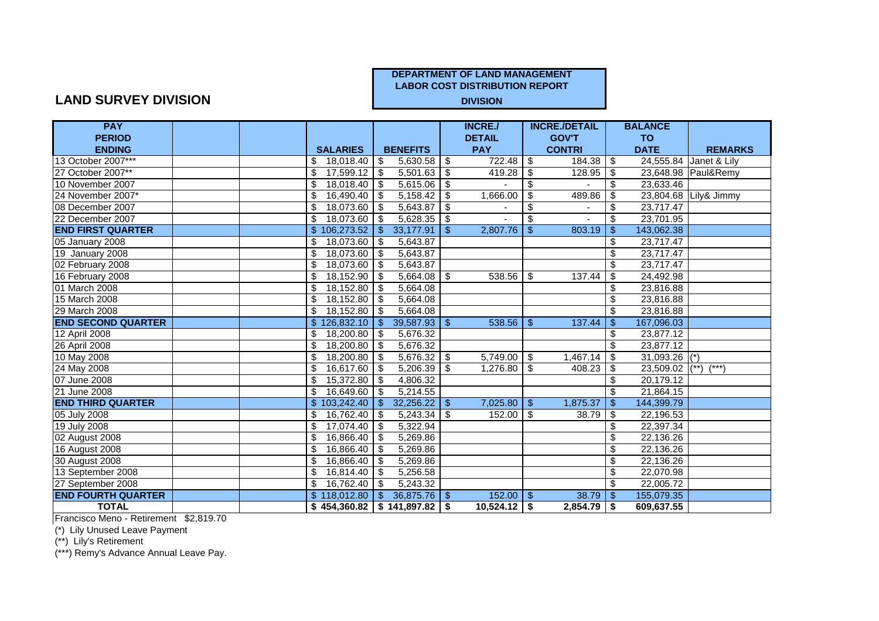## LAND SURVEY DIVISION

**DEPARTMENT OF LAND MANAGEMENT**
**LABOR COST DISTRIBUTION REPORT**
**DIVISION**

| PAY PERIOD ENDING | | | SALARIES | BENEFITS | INCRE./ DETAIL PAY | INCRE./DETAIL GOV'T CONTRI | BALANCE TO DATE | REMARKS |
|---|---|---|---|---|---|---|---|---|
| 13 October 2007*** | | | $ 18,018.40 | $ 5,630.58 | $ 722.48 | $ 184.38 | $ 24,555.84 | Janet & Lily |
| 27 October 2007** | | | $ 17,599.12 | $ 5,501.63 | $ 419.28 | $ 128.95 | $ 23,648.98 | Paul&Remy |
| 10 November 2007 | | | $ 18,018.40 | $ 5,615.06 | $ - | $ - | $ 23,633.46 | |
| 24 November 2007* | | | $ 16,490.40 | $ 5,158.42 | $ 1,666.00 | $ 489.86 | $ 23,804.68 | Lily& Jimmy |
| 08 December 2007 | | | $ 18,073.60 | $ 5,643.87 | $ - | $ - | $ 23,717.47 | |
| 22 December 2007 | | | $ 18,073.60 | $ 5,628.35 | $ - | $ - | $ 23,701.95 | |
| **END FIRST QUARTER** | | | $ 106,273.52 | $ 33,177.91 | $ 2,807.76 | $ 803.19 | $ 143,062.38 | |
| 05 January 2008 | | | $ 18,073.60 | $ 5,643.87 | | | $ 23,717.47 | |
| 19 January 2008 | | | $ 18,073.60 | $ 5,643.87 | | | $ 23,717.47 | |
| 02 February 2008 | | | $ 18,073.60 | $ 5,643.87 | | | $ 23,717.47 | |
| 16 February 2008 | | | $ 18,152.90 | $ 5,664.08 | $ 538.56 | $ 137.44 | $ 24,492.98 | |
| 01 March 2008 | | | $ 18,152.80 | $ 5,664.08 | | | $ 23,816.88 | |
| 15 March 2008 | | | $ 18,152.80 | $ 5,664.08 | | | $ 23,816.88 | |
| 29 March 2008 | | | $ 18,152.80 | $ 5,664.08 | | | $ 23,816.88 | |
| **END SECOND QUARTER** | | | $ 126,832.10 | $ 39,587.93 | $ 538.56 | $ 137.44 | $ 167,096.03 | |
| 12 April 2008 | | | $ 18,200.80 | $ 5,676.32 | | | $ 23,877.12 | |
| 26 April 2008 | | | $ 18,200.80 | $ 5,676.32 | | | $ 23,877.12 | |
| 10 May 2008 | | | $ 18,200.80 | $ 5,676.32 | $ 5,749.00 | $ 1,467.14 | $ 31,093.26 | (*) |
| 24 May 2008 | | | $ 16,617.60 | $ 5,206.39 | $ 1,276.80 | $ 408.23 | $ 23,509.02 | (**) (***) |
| 07 June 2008 | | | $ 15,372.80 | $ 4,806.32 | | | $ 20,179.12 | |
| 21 June 2008 | | | $ 16,649.60 | $ 5,214.55 | | | $ 21,864.15 | |
| **END THIRD QUARTER** | | | $ 103,242.40 | $ 32,256.22 | $ 7,025.80 | $ 1,875.37 | $ 144,399.79 | |
| 05 July 2008 | | | $ 16,762.40 | $ 5,243.34 | $ 152.00 | $ 38.79 | $ 22,196.53 | |
| 19 July 2008 | | | $ 17,074.40 | $ 5,322.94 | | | $ 22,397.34 | |
| 02 August 2008 | | | $ 16,866.40 | $ 5,269.86 | | | $ 22,136.26 | |
| 16 August 2008 | | | $ 16,866.40 | $ 5,269.86 | | | $ 22,136.26 | |
| 30 August 2008 | | | $ 16,866.40 | $ 5,269.86 | | | $ 22,136.26 | |
| 13 September 2008 | | | $ 16,814.40 | $ 5,256.58 | | | $ 22,070.98 | |
| 27 September 2008 | | | $ 16,762.40 | $ 5,243.32 | | | $ 22,005.72 | |
| **END FOURTH QUARTER** | | | $ 118,012.80 | $ 36,875.76 | $ 152.00 | $ 38.79 | $ 155,079.35 | |
| **TOTAL** | | | **$ 454,360.82** | **$ 141,897.82** | **$ 10,524.12** | **$ 2,854.79** | **$ 609,637.55** | |

Francisco Meno - Retirement $2,819.70

(*) Lily Unused Leave Payment

(**) Lily's Retirement

(***) Remy's Advance Annual Leave Pay.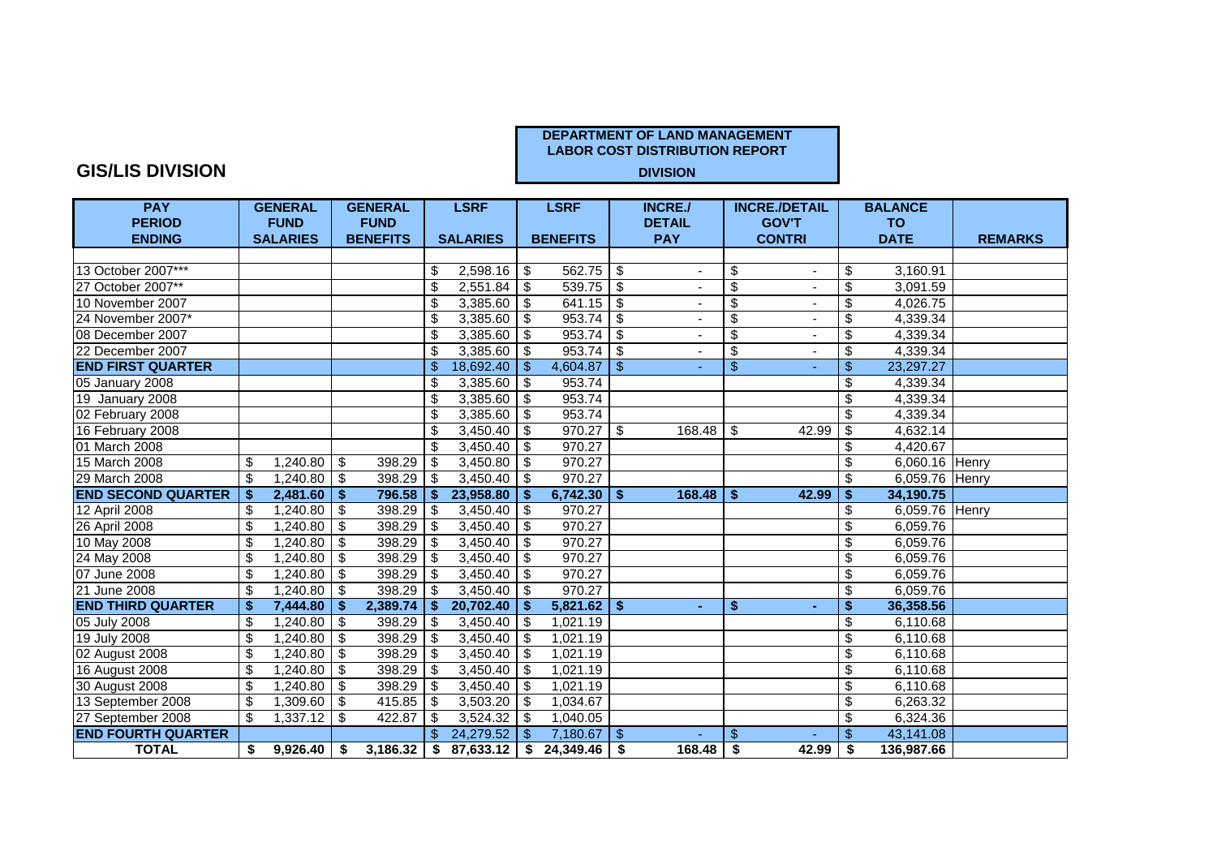## GIS/LIS DIVISION

**DEPARTMENT OF LAND MANAGEMENT**
**LABOR COST DISTRIBUTION REPORT**
**DIVISION**

| PAY PERIOD ENDING | GENERAL FUND SALARIES | GENERAL FUND BENEFITS | LSRF SALARIES | LSRF BENEFITS | INCRE./ DETAIL PAY | INCRE./DETAIL GOV'T CONTRI | BALANCE TO DATE | REMARKS |
|---|---|---|---|---|---|---|---|---|
| | | | | | | | | |
| 13 October 2007*** | | | $ 2,598.16 | $ 562.75 | $ - | $ - | $ 3,160.91 | |
| 27 October 2007** | | | $ 2,551.84 | $ 539.75 | $ - | $ - | $ 3,091.59 | |
| 10 November 2007 | | | $ 3,385.60 | $ 641.15 | $ - | $ - | $ 4,026.75 | |
| 24 November 2007* | | | $ 3,385.60 | $ 953.74 | $ - | $ - | $ 4,339.34 | |
| 08 December 2007 | | | $ 3,385.60 | $ 953.74 | $ - | $ - | $ 4,339.34 | |
| 22 December 2007 | | | $ 3,385.60 | $ 953.74 | $ - | $ - | $ 4,339.34 | |
| **END FIRST QUARTER** | | | $ 18,692.40 | $ 4,604.87 | $ - | $ - | $ 23,297.27 | |
| 05 January 2008 | | | $ 3,385.60 | $ 953.74 | | | $ 4,339.34 | |
| 19 January 2008 | | | $ 3,385.60 | $ 953.74 | | | $ 4,339.34 | |
| 02 February 2008 | | | $ 3,385.60 | $ 953.74 | | | $ 4,339.34 | |
| 16 February 2008 | | | $ 3,450.40 | $ 970.27 | $ 168.48 | $ 42.99 | $ 4,632.14 | |
| 01 March 2008 | | | $ 3,450.40 | $ 970.27 | | | $ 4,420.67 | |
| 15 March 2008 | $ 1,240.80 | $ 398.29 | $ 3,450.80 | $ 970.27 | | | $ 6,060.16 | Henry |
| 29 March 2008 | $ 1,240.80 | $ 398.29 | $ 3,450.40 | $ 970.27 | | | $ 6,059.76 | Henry |
| **END SECOND QUARTER** | **$ 2,481.60** | **$ 796.58** | **$ 23,958.80** | **$ 6,742.30** | **$ 168.48** | **$ 42.99** | **$ 34,190.75** | |
| 12 April 2008 | $ 1,240.80 | $ 398.29 | $ 3,450.40 | $ 970.27 | | | $ 6,059.76 | Henry |
| 26 April 2008 | $ 1,240.80 | $ 398.29 | $ 3,450.40 | $ 970.27 | | | $ 6,059.76 | |
| 10 May 2008 | $ 1,240.80 | $ 398.29 | $ 3,450.40 | $ 970.27 | | | $ 6,059.76 | |
| 24 May 2008 | $ 1,240.80 | $ 398.29 | $ 3,450.40 | $ 970.27 | | | $ 6,059.76 | |
| 07 June 2008 | $ 1,240.80 | $ 398.29 | $ 3,450.40 | $ 970.27 | | | $ 6,059.76 | |
| 21 June 2008 | $ 1,240.80 | $ 398.29 | $ 3,450.40 | $ 970.27 | | | $ 6,059.76 | |
| **END THIRD QUARTER** | **$ 7,444.80** | **$ 2,389.74** | **$ 20,702.40** | **$ 5,821.62** | **$ -** | **$ -** | **$ 36,358.56** | |
| 05 July 2008 | $ 1,240.80 | $ 398.29 | $ 3,450.40 | $ 1,021.19 | | | $ 6,110.68 | |
| 19 July 2008 | $ 1,240.80 | $ 398.29 | $ 3,450.40 | $ 1,021.19 | | | $ 6,110.68 | |
| 02 August 2008 | $ 1,240.80 | $ 398.29 | $ 3,450.40 | $ 1,021.19 | | | $ 6,110.68 | |
| 16 August 2008 | $ 1,240.80 | $ 398.29 | $ 3,450.40 | $ 1,021.19 | | | $ 6,110.68 | |
| 30 August 2008 | $ 1,240.80 | $ 398.29 | $ 3,450.40 | $ 1,021.19 | | | $ 6,110.68 | |
| 13 September 2008 | $ 1,309.60 | $ 415.85 | $ 3,503.20 | $ 1,034.67 | | | $ 6,263.32 | |
| 27 September 2008 | $ 1,337.12 | $ 422.87 | $ 3,524.32 | $ 1,040.05 | | | $ 6,324.36 | |
| **END FOURTH QUARTER** | | | $ 24,279.52 | $ 7,180.67 | $ - | $ - | $ 43,141.08 | |
| **TOTAL** | **$ 9,926.40** | **$ 3,186.32** | **$ 87,633.12** | **$ 24,349.46** | **$ 168.48** | **$ 42.99** | **$ 136,987.66** | |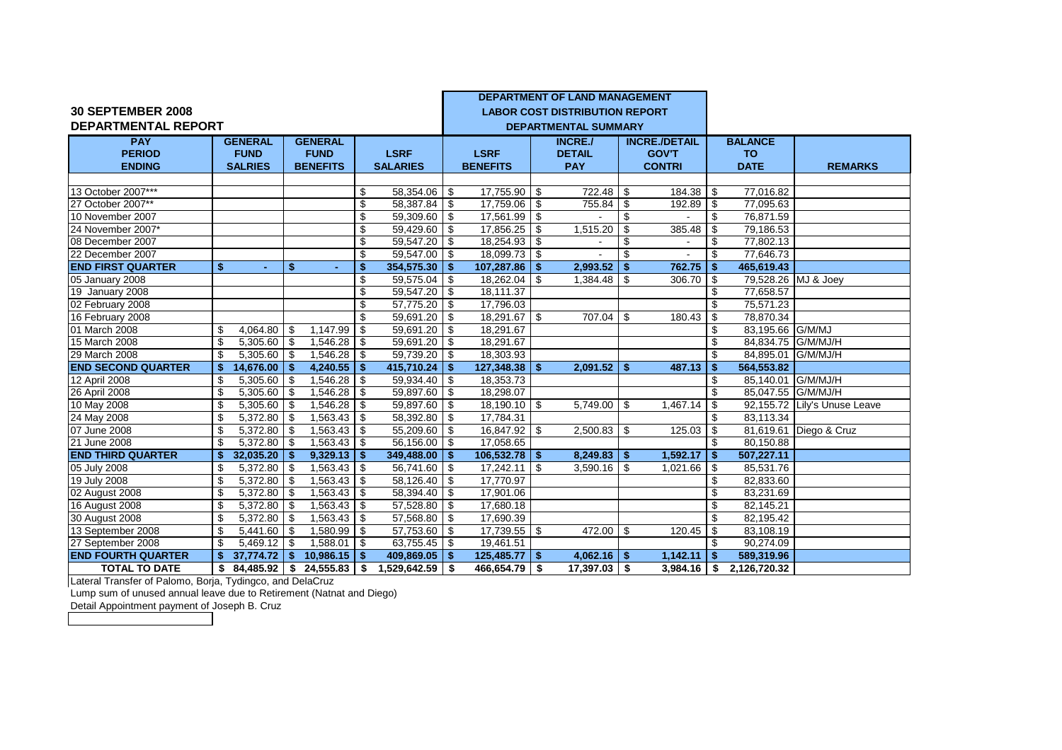**30 SEPTEMBER 2008**
**DEPARTMENTAL REPORT**

**DEPARTMENT OF LAND MANAGEMENT**
**LABOR COST DISTRIBUTION REPORT**
**DEPARTMENTAL SUMMARY**

| PAY PERIOD ENDING | GENERAL FUND SALRIES | GENERAL FUND BENEFITS | LSRF SALARIES | LSRF BENEFITS | INCRE./ DETAIL PAY | INCRE./DETAIL GOV'T CONTRI | BALANCE TO DATE | REMARKS |
|---|---|---|---|---|---|---|---|---|
| 13 October 2007*** | | | $ 58,354.06 | $ 17,755.90 | $ 722.48 | $ 184.38 | $ 77,016.82 | |
| 27 October 2007** | | | $ 58,387.84 | $ 17,759.06 | $ 755.84 | $ 192.89 | $ 77,095.63 | |
| 10 November 2007 | | | $ 59,309.60 | $ 17,561.99 | $ - | $ - | $ 76,871.59 | |
| 24 November 2007* | | | $ 59,429.60 | $ 17,856.25 | $ 1,515.20 | $ 385.48 | $ 79,186.53 | |
| 08 December 2007 | | | $ 59,547.20 | $ 18,254.93 | $ - | $ - | $ 77,802.13 | |
| 22 December 2007 | | | $ 59,547.00 | $ 18,099.73 | $ - | $ - | $ 77,646.73 | |
| **END FIRST QUARTER** | **$ -** | **$ -** | **$ 354,575.30** | **$ 107,287.86** | **$ 2,993.52** | **$ 762.75** | **$ 465,619.43** | |
| 05 January 2008 | | | $ 59,575.04 | $ 18,262.04 | $ 1,384.48 | $ 306.70 | $ 79,528.26 | MJ & Joey |
| 19 January 2008 | | | $ 59,547.20 | $ 18,111.37 | | | $ 77,658.57 | |
| 02 February 2008 | | | $ 57,775.20 | $ 17,796.03 | | | $ 75,571.23 | |
| 16 February 2008 | | | $ 59,691.20 | $ 18,291.67 | $ 707.04 | $ 180.43 | $ 78,870.34 | |
| 01 March 2008 | $ 4,064.80 | $ 1,147.99 | $ 59,691.20 | $ 18,291.67 | | | $ 83,195.66 | G/M/MJ |
| 15 March 2008 | $ 5,305.60 | $ 1,546.28 | $ 59,691.20 | $ 18,291.67 | | | $ 84,834.75 | G/M/MJ/H |
| 29 March 2008 | $ 5,305.60 | $ 1,546.28 | $ 59,739.20 | $ 18,303.93 | | | $ 84,895.01 | G/M/MJ/H |
| **END SECOND QUARTER** | **$ 14,676.00** | **$ 4,240.55** | **$ 415,710.24** | **$ 127,348.38** | **$ 2,091.52** | **$ 487.13** | **$ 564,553.82** | |
| 12 April 2008 | $ 5,305.60 | $ 1,546.28 | $ 59,934.40 | $ 18,353.73 | | | $ 85,140.01 | G/M/MJ/H |
| 26 April 2008 | $ 5,305.60 | $ 1,546.28 | $ 59,897.60 | $ 18,298.07 | | | $ 85,047.55 | G/M/MJ/H |
| 10 May 2008 | $ 5,305.60 | $ 1,546.28 | $ 59,897.60 | $ 18,190.10 | $ 5,749.00 | $ 1,467.14 | $ 92,155.72 | Lily's Unuse Leave |
| 24 May 2008 | $ 5,372.80 | $ 1,563.43 | $ 58,392.80 | $ 17,784.31 | | | $ 83,113.34 | |
| 07 June 2008 | $ 5,372.80 | $ 1,563.43 | $ 55,209.60 | $ 16,847.92 | $ 2,500.83 | $ 125.03 | $ 81,619.61 | Diego & Cruz |
| 21 June 2008 | $ 5,372.80 | $ 1,563.43 | $ 56,156.00 | $ 17,058.65 | | | $ 80,150.88 | |
| **END THIRD QUARTER** | **$ 32,035.20** | **$ 9,329.13** | **$ 349,488.00** | **$ 106,532.78** | **$ 8,249.83** | **$ 1,592.17** | **$ 507,227.11** | |
| 05 July 2008 | $ 5,372.80 | $ 1,563.43 | $ 56,741.60 | $ 17,242.11 | $ 3,590.16 | $ 1,021.66 | $ 85,531.76 | |
| 19 July 2008 | $ 5,372.80 | $ 1,563.43 | $ 58,126.40 | $ 17,770.97 | | | $ 82,833.60 | |
| 02 August 2008 | $ 5,372.80 | $ 1,563.43 | $ 58,394.40 | $ 17,901.06 | | | $ 83,231.69 | |
| 16 August 2008 | $ 5,372.80 | $ 1,563.43 | $ 57,528.80 | $ 17,680.18 | | | $ 82,145.21 | |
| 30 August 2008 | $ 5,372.80 | $ 1,563.43 | $ 57,568.80 | $ 17,690.39 | | | $ 82,195.42 | |
| 13 September 2008 | $ 5,441.60 | $ 1,580.99 | $ 57,753.60 | $ 17,739.55 | $ 472.00 | $ 120.45 | $ 83,108.19 | |
| 27 September 2008 | $ 5,469.12 | $ 1,588.01 | $ 63,755.45 | $ 19,461.51 | | | $ 90,274.09 | |
| **END FOURTH QUARTER** | **$ 37,774.72** | **$ 10,986.15** | **$ 409,869.05** | **$ 125,485.77** | **$ 4,062.16** | **$ 1,142.11** | **$ 589,319.96** | |
| **TOTAL TO DATE** | **$ 84,485.92** | **$ 24,555.83** | **$ 1,529,642.59** | **$ 466,654.79** | **$ 17,397.03** | **$ 3,984.16** | **$ 2,126,720.32** | |

Lateral Transfer of Palomo, Borja, Tydingco, and DelaCruz

Lump sum of unused annual leave due to Retirement (Natnat and Diego)

Detail Appointment payment of Joseph B. Cruz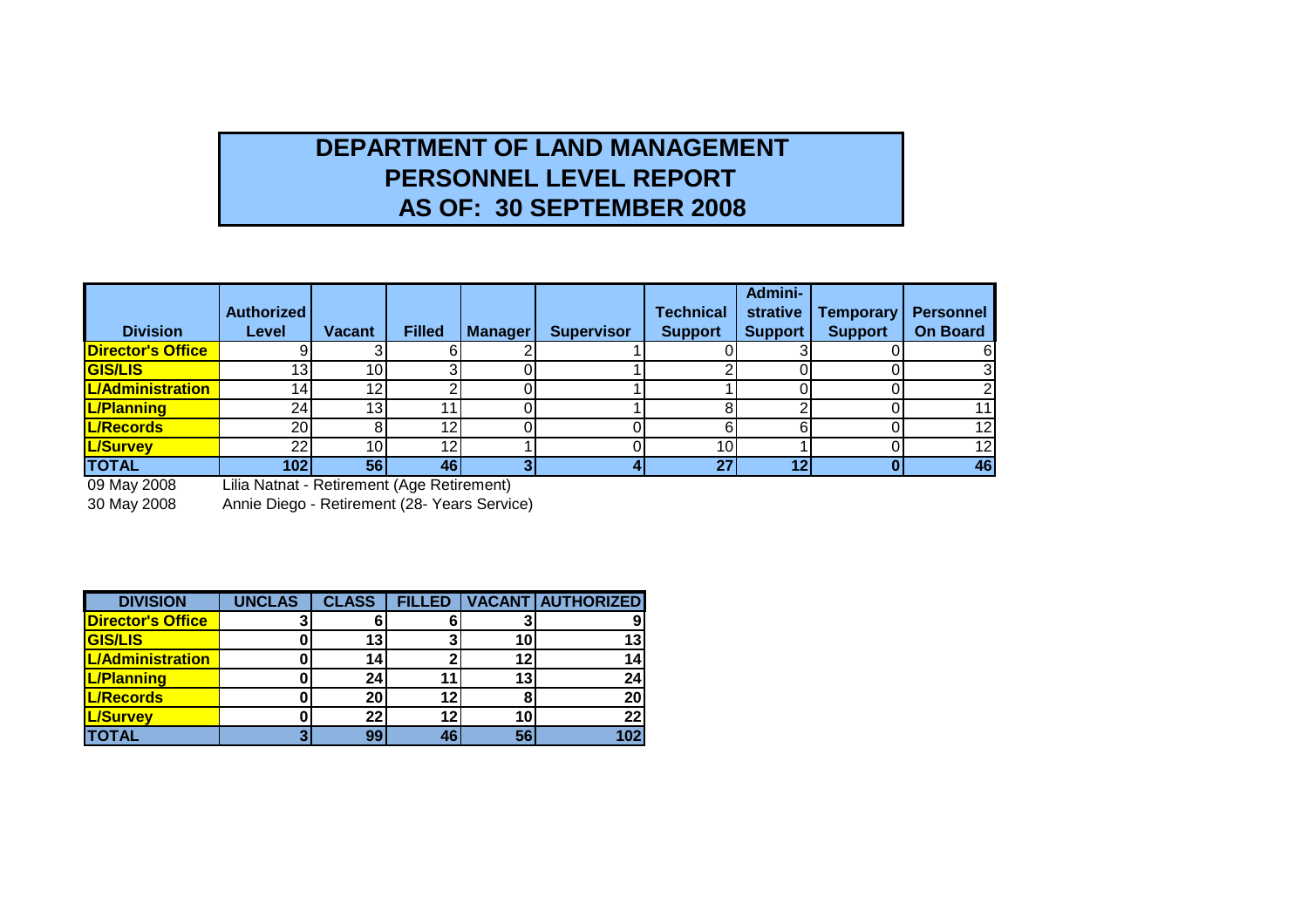# DEPARTMENT OF LAND MANAGEMENT
# PERSONNEL LEVEL REPORT
# AS OF: 30 SEPTEMBER 2008

| Division | Authorized Level | Vacant | Filled | Manager | Supervisor | Technical Support | Admini-strative Support | Temporary Support | Personnel On Board |
|---|---|---|---|---|---|---|---|---|---|
| **Director's Office** | 9 | 3 | 6 | 2 | 1 | 0 | 3 | 0 | 6 |
| **GIS/LIS** | 13 | 10 | 3 | 0 | 1 | 2 | 0 | 0 | 3 |
| **L/Administration** | 14 | 12 | 2 | 0 | 1 | 1 | 0 | 0 | 2 |
| **L/Planning** | 24 | 13 | 11 | 0 | 1 | 8 | 2 | 0 | 11 |
| **L/Records** | 20 | 8 | 12 | 0 | 0 | 6 | 6 | 0 | 12 |
| **L/Survey** | 22 | 10 | 12 | 1 | 0 | 10 | 1 | 0 | 12 |
| **TOTAL** | **102** | **56** | **46** | **3** | **4** | **27** | **12** | **0** | **46** |

09 May 2008 Lilia Natnat - Retirement (Age Retirement)

30 May 2008 Annie Diego - Retirement (28- Years Service)

| DIVISION | UNCLAS | CLASS | FILLED | VACANT | AUTHORIZED |
|---|---|---|---|---|---|
| **Director's Office** | **3** | **6** | **6** | **3** | **9** |
| **GIS/LIS** | **0** | **13** | **3** | **10** | **13** |
| **L/Administration** | **0** | **14** | **2** | **12** | **14** |
| **L/Planning** | **0** | **24** | **11** | **13** | **24** |
| **L/Records** | **0** | **20** | **12** | **8** | **20** |
| **L/Survey** | **0** | **22** | **12** | **10** | **22** |
| **TOTAL** | **3** | **99** | **46** | **56** | **102** |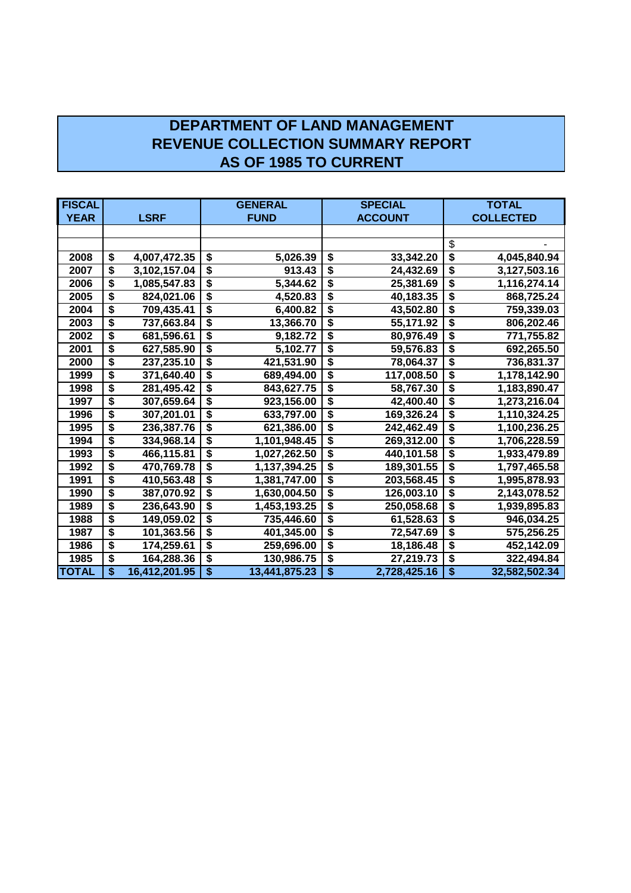# DEPARTMENT OF LAND MANAGEMENT
# REVENUE COLLECTION SUMMARY REPORT
# AS OF 1985 TO CURRENT

| FISCAL YEAR | LSRF | GENERAL FUND | SPECIAL ACCOUNT | TOTAL COLLECTED |
|---|---|---|---|---|
| | | | | |
| | | | | $ - |
| 2008 | $ 4,007,472.35 | $ 5,026.39 | $ 33,342.20 | $ 4,045,840.94 |
| 2007 | $ 3,102,157.04 | $ 913.43 | $ 24,432.69 | $ 3,127,503.16 |
| 2006 | $ 1,085,547.83 | $ 5,344.62 | $ 25,381.69 | $ 1,116,274.14 |
| 2005 | $ 824,021.06 | $ 4,520.83 | $ 40,183.35 | $ 868,725.24 |
| 2004 | $ 709,435.41 | $ 6,400.82 | $ 43,502.80 | $ 759,339.03 |
| 2003 | $ 737,663.84 | $ 13,366.70 | $ 55,171.92 | $ 806,202.46 |
| 2002 | $ 681,596.61 | $ 9,182.72 | $ 80,976.49 | $ 771,755.82 |
| 2001 | $ 627,585.90 | $ 5,102.77 | $ 59,576.83 | $ 692,265.50 |
| 2000 | $ 237,235.10 | $ 421,531.90 | $ 78,064.37 | $ 736,831.37 |
| 1999 | $ 371,640.40 | $ 689,494.00 | $ 117,008.50 | $ 1,178,142.90 |
| 1998 | $ 281,495.42 | $ 843,627.75 | $ 58,767.30 | $ 1,183,890.47 |
| 1997 | $ 307,659.64 | $ 923,156.00 | $ 42,400.40 | $ 1,273,216.04 |
| 1996 | $ 307,201.01 | $ 633,797.00 | $ 169,326.24 | $ 1,110,324.25 |
| 1995 | $ 236,387.76 | $ 621,386.00 | $ 242,462.49 | $ 1,100,236.25 |
| 1994 | $ 334,968.14 | $ 1,101,948.45 | $ 269,312.00 | $ 1,706,228.59 |
| 1993 | $ 466,115.81 | $ 1,027,262.50 | $ 440,101.58 | $ 1,933,479.89 |
| 1992 | $ 470,769.78 | $ 1,137,394.25 | $ 189,301.55 | $ 1,797,465.58 |
| 1991 | $ 410,563.48 | $ 1,381,747.00 | $ 203,568.45 | $ 1,995,878.93 |
| 1990 | $ 387,070.92 | $ 1,630,004.50 | $ 126,003.10 | $ 2,143,078.52 |
| 1989 | $ 236,643.90 | $ 1,453,193.25 | $ 250,058.68 | $ 1,939,895.83 |
| 1988 | $ 149,059.02 | $ 735,446.60 | $ 61,528.63 | $ 946,034.25 |
| 1987 | $ 101,363.56 | $ 401,345.00 | $ 72,547.69 | $ 575,256.25 |
| 1986 | $ 174,259.61 | $ 259,696.00 | $ 18,186.48 | $ 452,142.09 |
| 1985 | $ 164,288.36 | $ 130,986.75 | $ 27,219.73 | $ 322,494.84 |
| TOTAL | $ 16,412,201.95 | $ 13,441,875.23 | $ 2,728,425.16 | $ 32,582,502.34 |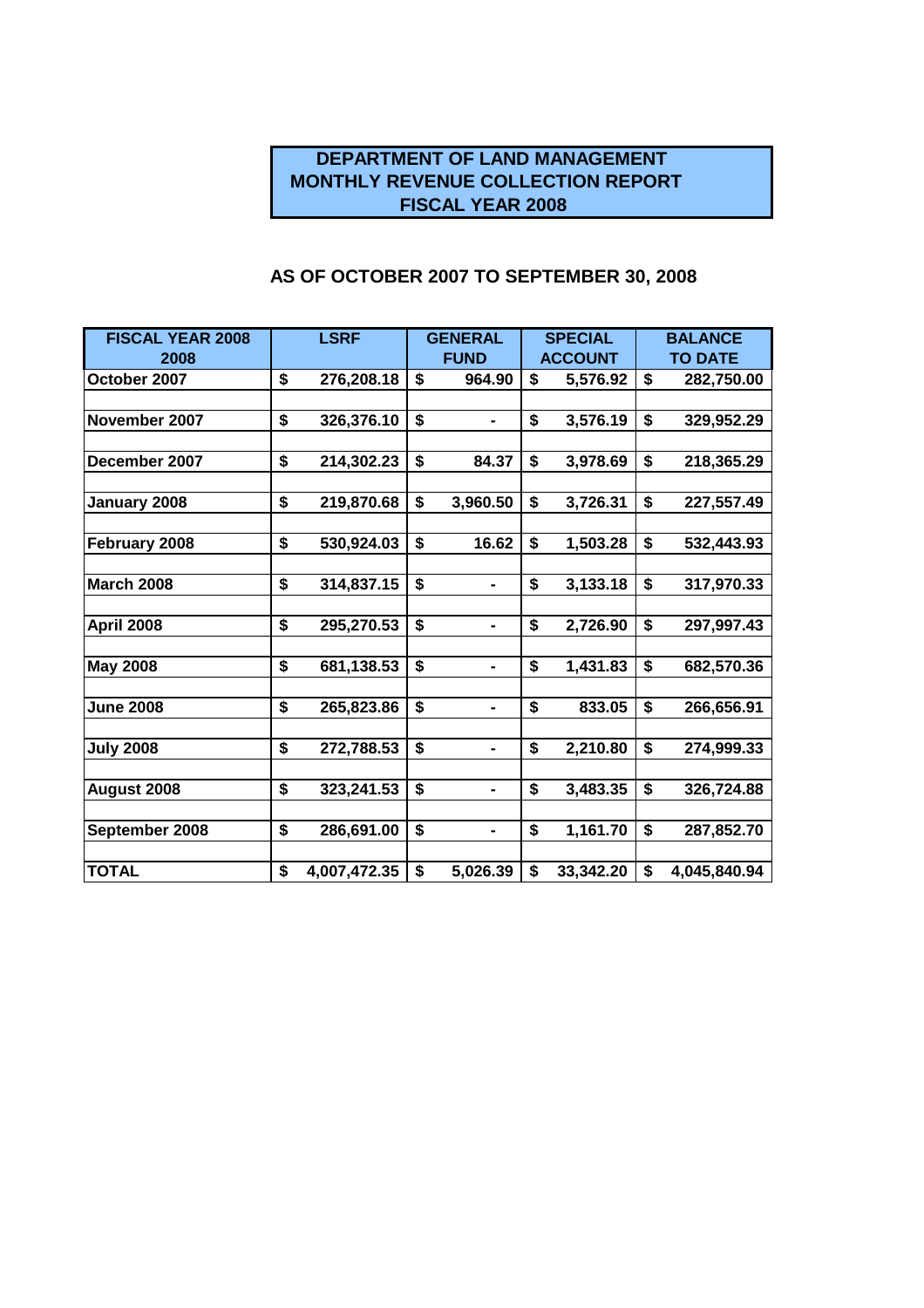# DEPARTMENT OF LAND MANAGEMENT
# MONTHLY REVENUE COLLECTION REPORT
# FISCAL YEAR 2008

## AS OF OCTOBER 2007 TO SEPTEMBER 30, 2008

| FISCAL YEAR 2008 | LSRF | GENERAL FUND | SPECIAL ACCOUNT | BALANCE TO DATE |
|---|---|---|---|---|
| October 2007 | $ 276,208.18 | $ 964.90 | $ 5,576.92 | $ 282,750.00 |
| November 2007 | $ 326,376.10 | $ - | $ 3,576.19 | $ 329,952.29 |
| December 2007 | $ 214,302.23 | $ 84.37 | $ 3,978.69 | $ 218,365.29 |
| January 2008 | $ 219,870.68 | $ 3,960.50 | $ 3,726.31 | $ 227,557.49 |
| February 2008 | $ 530,924.03 | $ 16.62 | $ 1,503.28 | $ 532,443.93 |
| March 2008 | $ 314,837.15 | $ - | $ 3,133.18 | $ 317,970.33 |
| April 2008 | $ 295,270.53 | $ - | $ 2,726.90 | $ 297,997.43 |
| May 2008 | $ 681,138.53 | $ - | $ 1,431.83 | $ 682,570.36 |
| June 2008 | $ 265,823.86 | $ - | $ 833.05 | $ 266,656.91 |
| July 2008 | $ 272,788.53 | $ - | $ 2,210.80 | $ 274,999.33 |
| August 2008 | $ 323,241.53 | $ - | $ 3,483.35 | $ 326,724.88 |
| September 2008 | $ 286,691.00 | $ - | $ 1,161.70 | $ 287,852.70 |
| TOTAL | $ 4,007,472.35 | $ 5,026.39 | $ 33,342.20 | $ 4,045,840.94 |